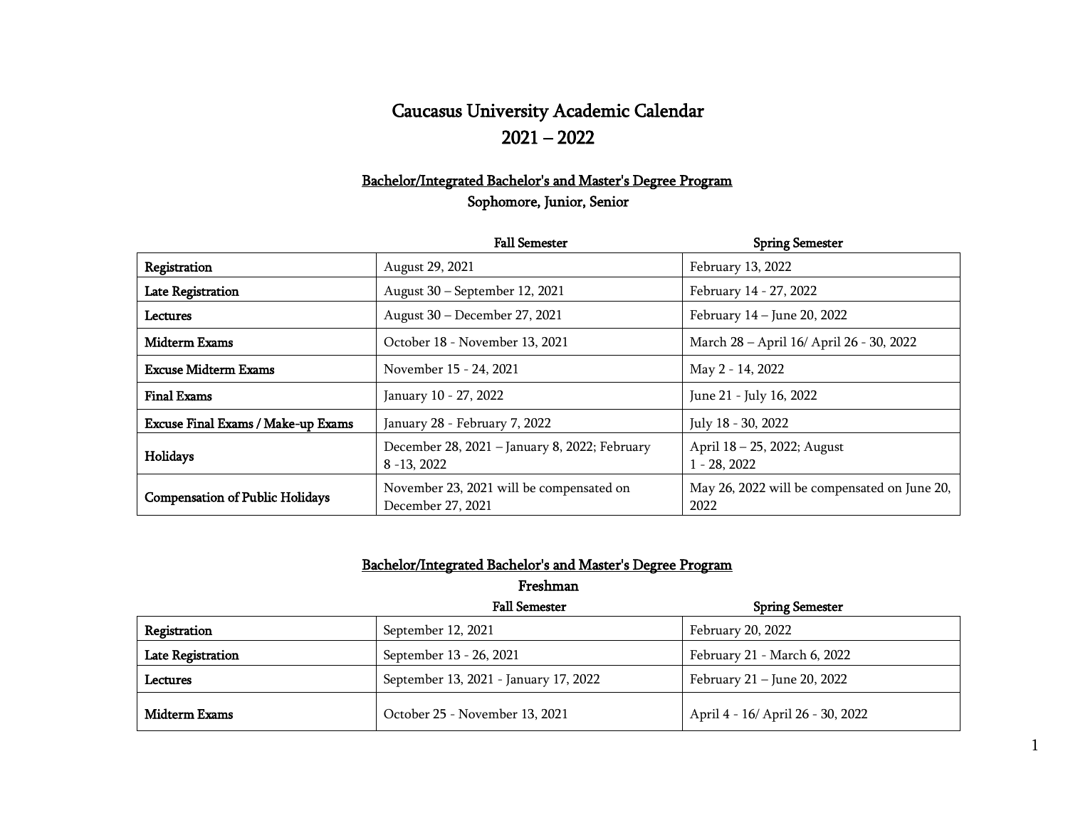# Caucasus University Academic Calendar
# 2021 – 2022

## Bachelor/Integrated Bachelor's and Master's Degree Program

### Sophomore, Junior, Senior

| | Fall Semester | Spring Semester |
|---|---|---|
| **Registration** | August 29, 2021 | February 13, 2022 |
| **Late Registration** | August 30 – September 12, 2021 | February 14 - 27, 2022 |
| **Lectures** | August 30 – December 27, 2021 | February 14 – June 20, 2022 |
| **Midterm Exams** | October 18 - November 13, 2021 | March 28 – April 16/ April 26 - 30, 2022 |
| **Excuse Midterm Exams** | November 15 - 24, 2021 | May 2 - 14, 2022 |
| **Final Exams** | January 10 - 27, 2022 | June 21 - July 16, 2022 |
| **Excuse Final Exams / Make-up Exams** | January 28 - February 7, 2022 | July 18 - 30, 2022 |
| **Holidays** | December 28, 2021 – January 8, 2022; February 8 -13, 2022 | April 18 – 25, 2022; August 1 - 28, 2022 |
| **Compensation of Public Holidays** | November 23, 2021 will be compensated on December 27, 2021 | May 26, 2022 will be compensated on June 20, 2022 |

## Bachelor/Integrated Bachelor's and Master's Degree Program

### Freshman

| | Fall Semester | Spring Semester |
|---|---|---|
| **Registration** | September 12, 2021 | February 20, 2022 |
| **Late Registration** | September 13 - 26, 2021 | February 21 - March 6, 2022 |
| **Lectures** | September 13, 2021 - January 17, 2022 | February 21 – June 20, 2022 |
| **Midterm Exams** | October 25 - November 13, 2021 | April 4 - 16/ April 26 - 30, 2022 |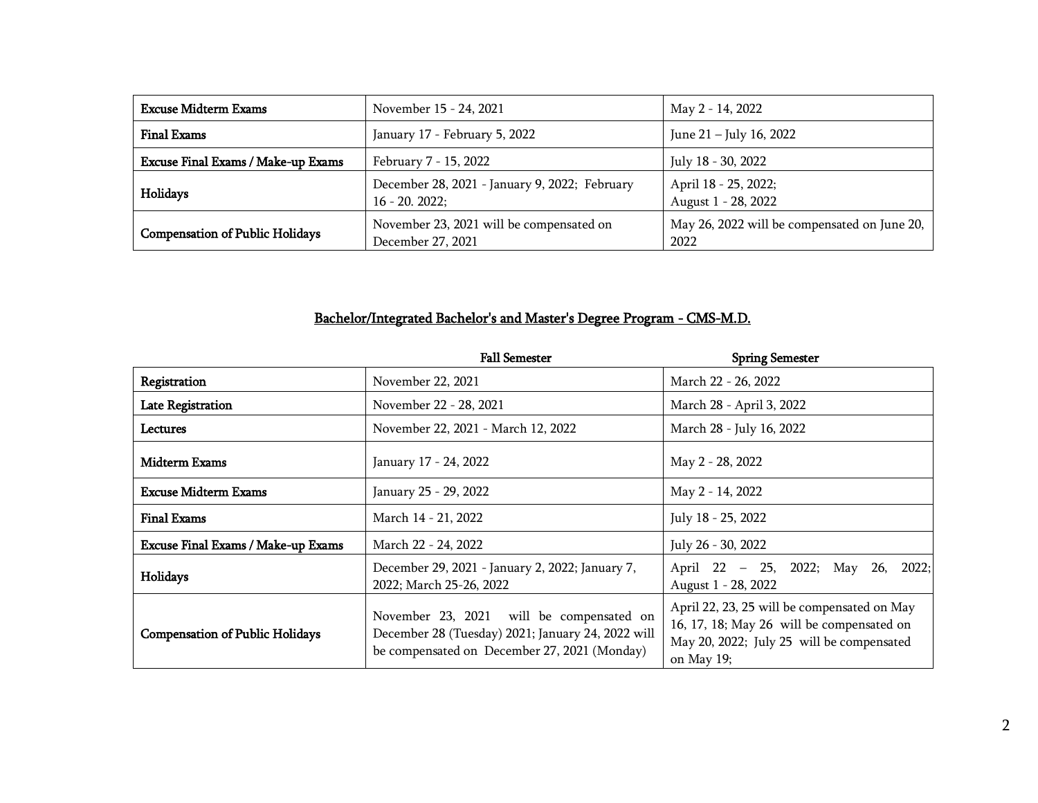| | | |
|---|---|---|
| **Excuse Midterm Exams** | November 15 - 24, 2021 | May 2 - 14, 2022 |
| **Final Exams** | January 17 - February 5, 2022 | June 21 – July 16, 2022 |
| **Excuse Final Exams / Make-up Exams** | February 7 - 15, 2022 | July 18 - 30, 2022 |
| **Holidays** | December 28, 2021 - January 9, 2022; February 16 - 20. 2022; | April 18 - 25, 2022; August 1 - 28, 2022 |
| **Compensation of Public Holidays** | November 23, 2021 will be compensated on December 27, 2021 | May 26, 2022 will be compensated on June 20, 2022 |

## Bachelor/Integrated Bachelor's and Master's Degree Program - CMS-M.D.

| | Fall Semester | Spring Semester |
|---|---|---|
| **Registration** | November 22, 2021 | March 22 - 26, 2022 |
| **Late Registration** | November 22 - 28, 2021 | March 28 - April 3, 2022 |
| **Lectures** | November 22, 2021 - March 12, 2022 | March 28 - July 16, 2022 |
| **Midterm Exams** | January 17 - 24, 2022 | May 2 - 28, 2022 |
| **Excuse Midterm Exams** | January 25 - 29, 2022 | May 2 - 14, 2022 |
| **Final Exams** | March 14 - 21, 2022 | July 18 - 25, 2022 |
| **Excuse Final Exams / Make-up Exams** | March 22 - 24, 2022 | July 26 - 30, 2022 |
| **Holidays** | December 29, 2021 - January 2, 2022; January 7, 2022; March 25-26, 2022 | April 22 – 25, 2022; May 26, 2022; August 1 - 28, 2022 |
| **Compensation of Public Holidays** | November 23, 2021 will be compensated on December 28 (Tuesday) 2021; January 24, 2022 will be compensated on December 27, 2021 (Monday) | April 22, 23, 25 will be compensated on May 16, 17, 18; May 26 will be compensated on May 20, 2022; July 25 will be compensated on May 19; |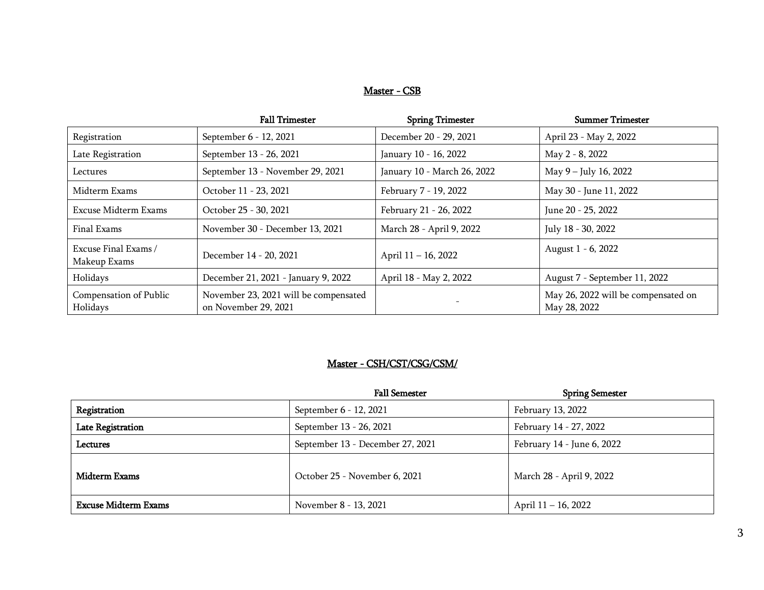## Master - CSB

| | Fall Trimester | Spring Trimester | Summer Trimester |
|---|---|---|---|
| Registration | September 6 - 12, 2021 | December 20 - 29, 2021 | April 23 - May 2, 2022 |
| Late Registration | September 13 - 26, 2021 | January 10 - 16, 2022 | May 2 - 8, 2022 |
| Lectures | September 13 - November 29, 2021 | January 10 - March 26, 2022 | May 9 – July 16, 2022 |
| Midterm Exams | October 11 - 23, 2021 | February 7 - 19, 2022 | May 30 - June 11, 2022 |
| Excuse Midterm Exams | October 25 - 30, 2021 | February 21 - 26, 2022 | June 20 - 25, 2022 |
| Final Exams | November 30 - December 13, 2021 | March 28 - April 9, 2022 | July 18 - 30, 2022 |
| Excuse Final Exams / Makeup Exams | December 14 - 20, 2021 | April 11 – 16, 2022 | August 1 - 6, 2022 |
| Holidays | December 21, 2021 - January 9, 2022 | April 18 - May 2, 2022 | August 7 - September 11, 2022 |
| Compensation of Public Holidays | November 23, 2021 will be compensated on November 29, 2021 | - | May 26, 2022 will be compensated on May 28, 2022 |

## Master - CSH/CST/CSG/CSM/

| | Fall Semester | Spring Semester |
|---|---|---|
| **Registration** | September 6 - 12, 2021 | February 13, 2022 |
| **Late Registration** | September 13 - 26, 2021 | February 14 - 27, 2022 |
| **Lectures** | September 13 - December 27, 2021 | February 14 - June 6, 2022 |
| **Midterm Exams** | October 25 - November 6, 2021 | March 28 - April 9, 2022 |
| **Excuse Midterm Exams** | November 8 - 13, 2021 | April 11 – 16, 2022 |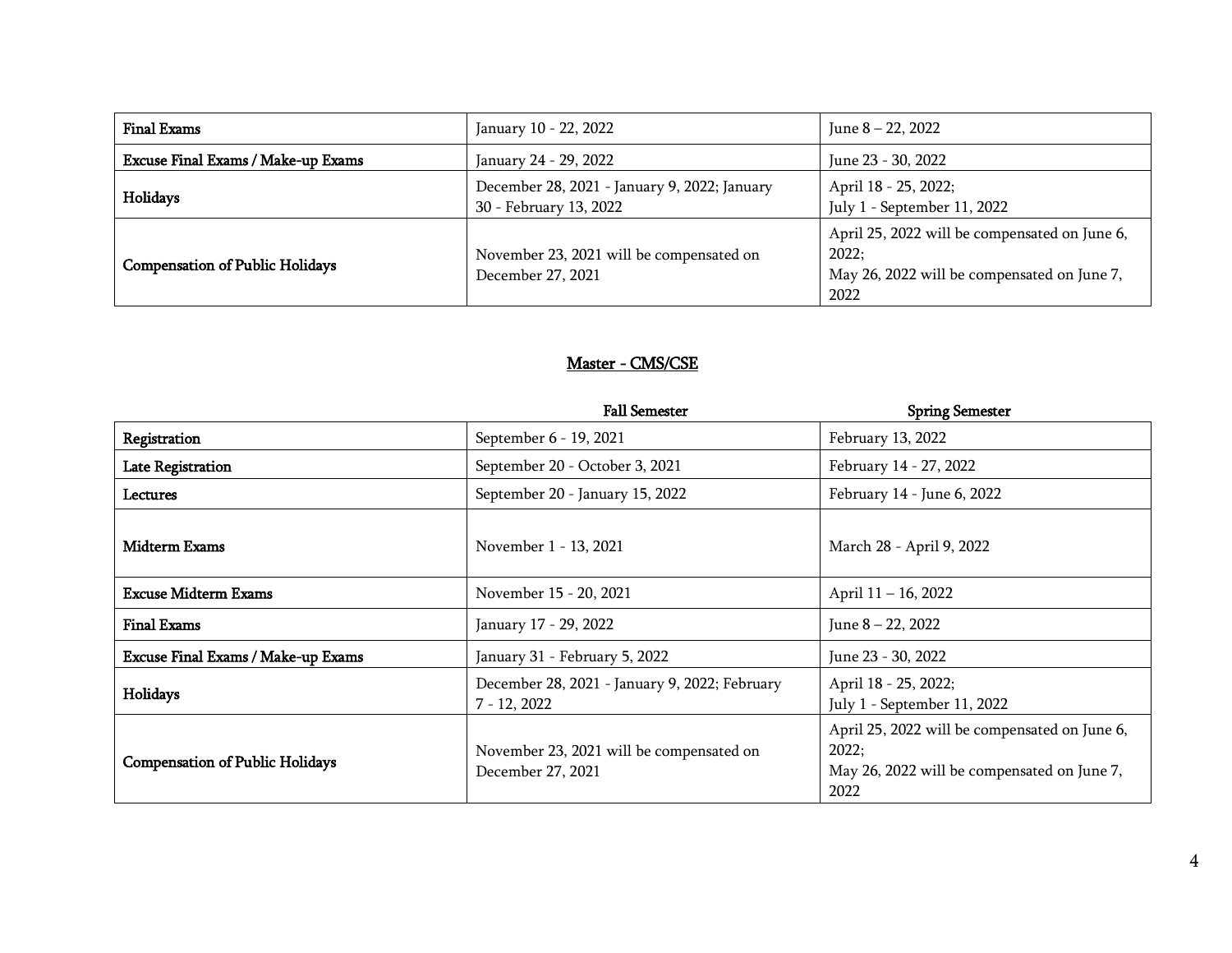| | | |
|---|---|---|
| **Final Exams** | January 10 - 22, 2022 | June 8 – 22, 2022 |
| **Excuse Final Exams / Make-up Exams** | January 24 - 29, 2022 | June 23 - 30, 2022 |
| **Holidays** | December 28, 2021 - January 9, 2022; January 30 - February 13, 2022 | April 18 - 25, 2022; July 1 - September 11, 2022 |
| **Compensation of Public Holidays** | November 23, 2021 will be compensated on December 27, 2021 | April 25, 2022 will be compensated on June 6, 2022; May 26, 2022 will be compensated on June 7, 2022 |

## Master - CMS/CSE

| | Fall Semester | Spring Semester |
|---|---|---|
| **Registration** | September 6 - 19, 2021 | February 13, 2022 |
| **Late Registration** | September 20 - October 3, 2021 | February 14 - 27, 2022 |
| **Lectures** | September 20 - January 15, 2022 | February 14 - June 6, 2022 |
| **Midterm Exams** | November 1 - 13, 2021 | March 28 - April 9, 2022 |
| **Excuse Midterm Exams** | November 15 - 20, 2021 | April 11 – 16, 2022 |
| **Final Exams** | January 17 - 29, 2022 | June 8 – 22, 2022 |
| **Excuse Final Exams / Make-up Exams** | January 31 - February 5, 2022 | June 23 - 30, 2022 |
| **Holidays** | December 28, 2021 - January 9, 2022; February 7 - 12, 2022 | April 18 - 25, 2022; July 1 - September 11, 2022 |
| **Compensation of Public Holidays** | November 23, 2021 will be compensated on December 27, 2021 | April 25, 2022 will be compensated on June 6, 2022; May 26, 2022 will be compensated on June 7, 2022 |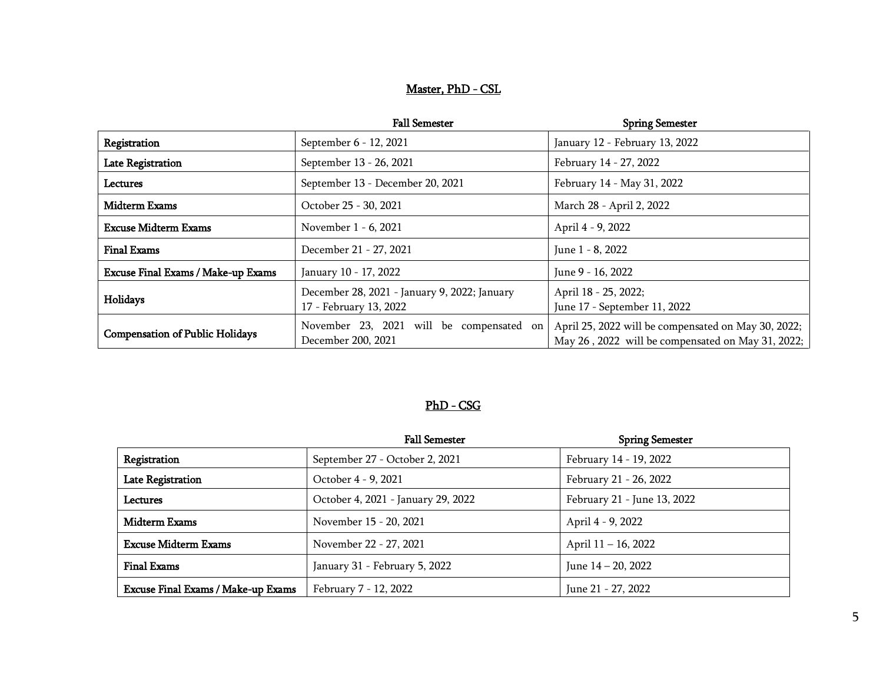## Master, PhD - CSL

| | Fall Semester | Spring Semester |
|---|---|---|
| **Registration** | September 6 - 12, 2021 | January 12 - February 13, 2022 |
| **Late Registration** | September 13 - 26, 2021 | February 14 - 27, 2022 |
| **Lectures** | September 13 - December 20, 2021 | February 14 - May 31, 2022 |
| **Midterm Exams** | October 25 - 30, 2021 | March 28 - April 2, 2022 |
| **Excuse Midterm Exams** | November 1 - 6, 2021 | April 4 - 9, 2022 |
| **Final Exams** | December 21 - 27, 2021 | June 1 - 8, 2022 |
| **Excuse Final Exams / Make-up Exams** | January 10 - 17, 2022 | June 9 - 16, 2022 |
| **Holidays** | December 28, 2021 - January 9, 2022; January 17 - February 13, 2022 | April 18 - 25, 2022; June 17 - September 11, 2022 |
| **Compensation of Public Holidays** | November 23, 2021 will be compensated on December 200, 2021 | April 25, 2022 will be compensated on May 30, 2022; May 26 , 2022 will be compensated on May 31, 2022; |

## PhD - CSG

| | Fall Semester | Spring Semester |
|---|---|---|
| **Registration** | September 27 - October 2, 2021 | February 14 - 19, 2022 |
| **Late Registration** | October 4 - 9, 2021 | February 21 - 26, 2022 |
| **Lectures** | October 4, 2021 - January 29, 2022 | February 21 - June 13, 2022 |
| **Midterm Exams** | November 15 - 20, 2021 | April 4 - 9, 2022 |
| **Excuse Midterm Exams** | November 22 - 27, 2021 | April 11 – 16, 2022 |
| **Final Exams** | January 31 - February 5, 2022 | June 14 – 20, 2022 |
| **Excuse Final Exams / Make-up Exams** | February 7 - 12, 2022 | June 21 - 27, 2022 |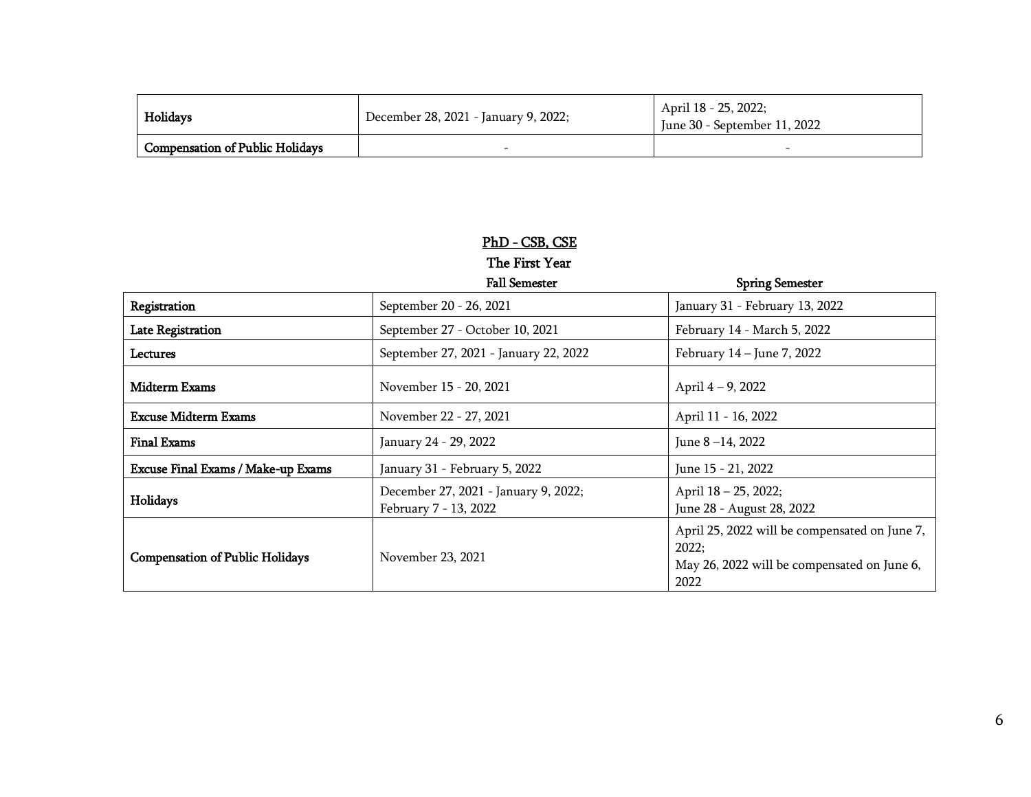| | | |
|---|---|---|
| **Holidays** | December 28, 2021 - January 9, 2022; | April 18 - 25, 2022;<br>June 30 - September 11, 2022 |
| **Compensation of Public Holidays** | - | - |

## PhD - CSB, CSE

### The First Year

| | **Fall Semester** | **Spring Semester** |
|---|---|---|
| **Registration** | September 20 - 26, 2021 | January 31 - February 13, 2022 |
| **Late Registration** | September 27 - October 10, 2021 | February 14 - March 5, 2022 |
| **Lectures** | September 27, 2021 - January 22, 2022 | February 14 – June 7, 2022 |
| **Midterm Exams** | November 15 - 20, 2021 | April 4 – 9, 2022 |
| **Excuse Midterm Exams** | November 22 - 27, 2021 | April 11 - 16, 2022 |
| **Final Exams** | January 24 - 29, 2022 | June 8 –14, 2022 |
| **Excuse Final Exams / Make-up Exams** | January 31 - February 5, 2022 | June 15 - 21, 2022 |
| **Holidays** | December 27, 2021 - January 9, 2022;<br>February 7 - 13, 2022 | April 18 – 25, 2022;<br>June 28 - August 28, 2022 |
| **Compensation of Public Holidays** | November 23, 2021 | April 25, 2022 will be compensated on June 7, 2022;<br>May 26, 2022 will be compensated on June 6, 2022 |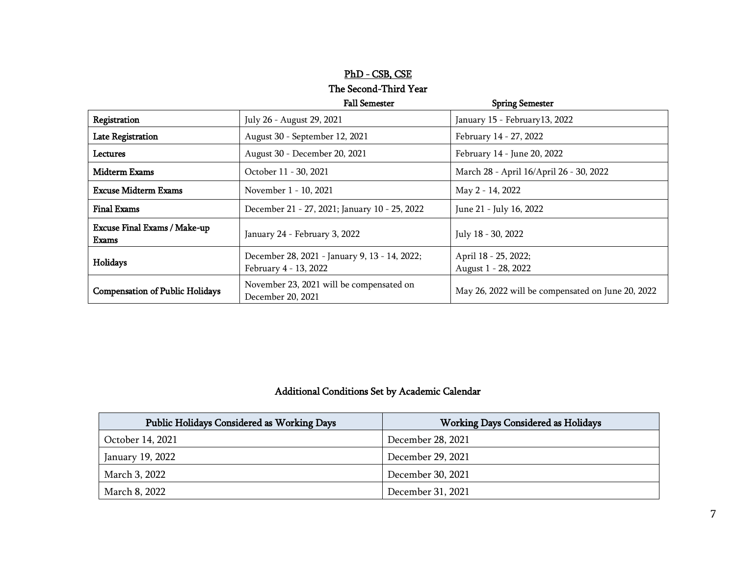## PhD - CSB, CSE

### The Second-Third Year

| | Fall Semester | Spring Semester |
|---|---|---|
| **Registration** | July 26 - August 29, 2021 | January 15 - February13, 2022 |
| **Late Registration** | August 30 - September 12, 2021 | February 14 - 27, 2022 |
| **Lectures** | August 30 - December 20, 2021 | February 14 - June 20, 2022 |
| **Midterm Exams** | October 11 - 30, 2021 | March 28 - April 16/April 26 - 30, 2022 |
| **Excuse Midterm Exams** | November 1 - 10, 2021 | May 2 - 14, 2022 |
| **Final Exams** | December 21 - 27, 2021; January 10 - 25, 2022 | June 21 - July 16, 2022 |
| **Excuse Final Exams / Make-up Exams** | January 24 - February 3, 2022 | July 18 - 30, 2022 |
| **Holidays** | December 28, 2021 - January 9, 13 - 14, 2022; February 4 - 13, 2022 | April 18 - 25, 2022; August 1 - 28, 2022 |
| **Compensation of Public Holidays** | November 23, 2021 will be compensated on December 20, 2021 | May 26, 2022 will be compensated on June 20, 2022 |

### Additional Conditions Set by Academic Calendar

| Public Holidays Considered as Working Days | Working Days Considered as Holidays |
|---|---|
| October 14, 2021 | December 28, 2021 |
| January 19, 2022 | December 29, 2021 |
| March 3, 2022 | December 30, 2021 |
| March 8, 2022 | December 31, 2021 |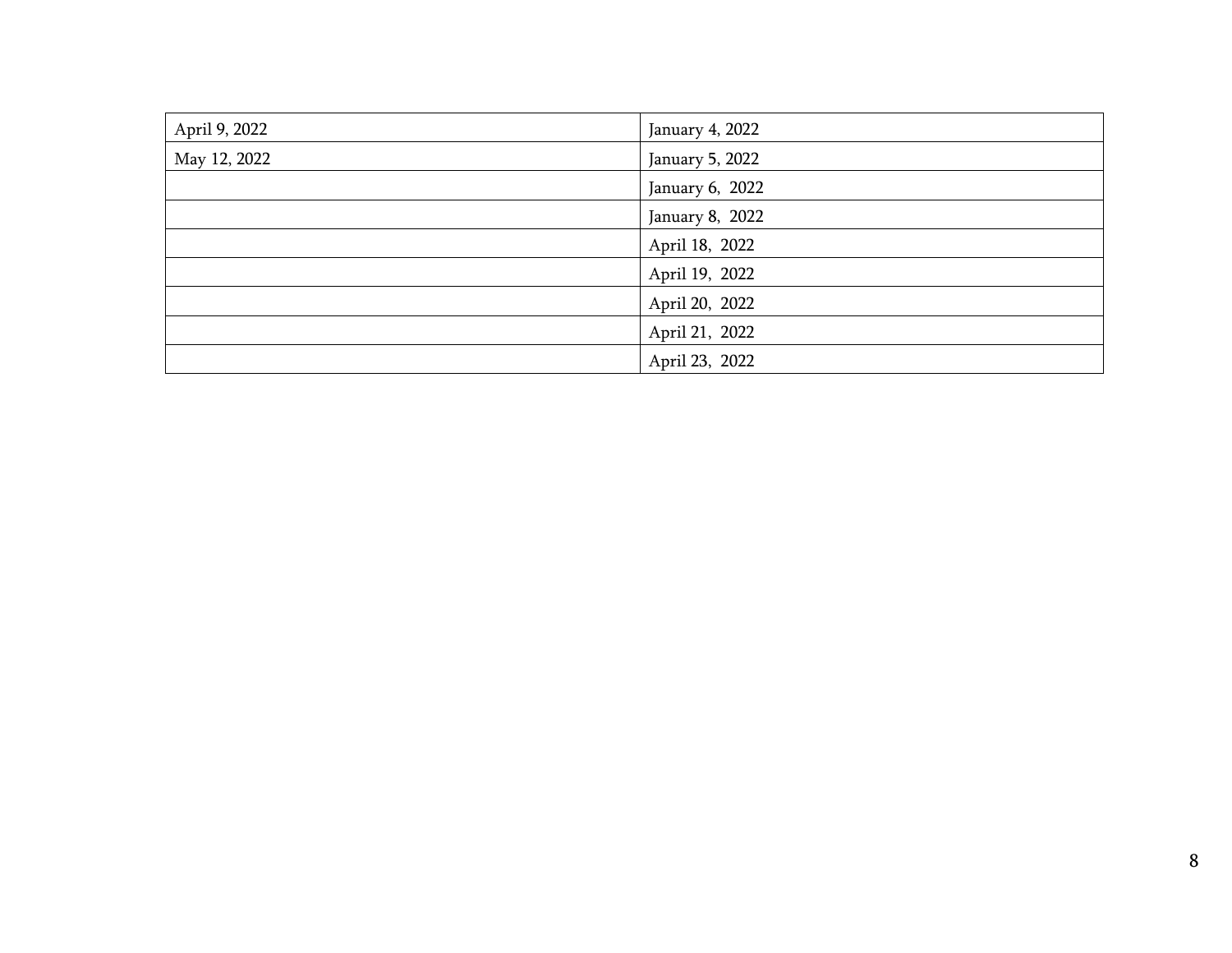| | |
|---|---|
| April 9, 2022 | January 4, 2022 |
| May 12, 2022 | January 5, 2022 |
| | January 6, 2022 |
| | January 8, 2022 |
| | April 18, 2022 |
| | April 19, 2022 |
| | April 20, 2022 |
| | April 21, 2022 |
| | April 23, 2022 |